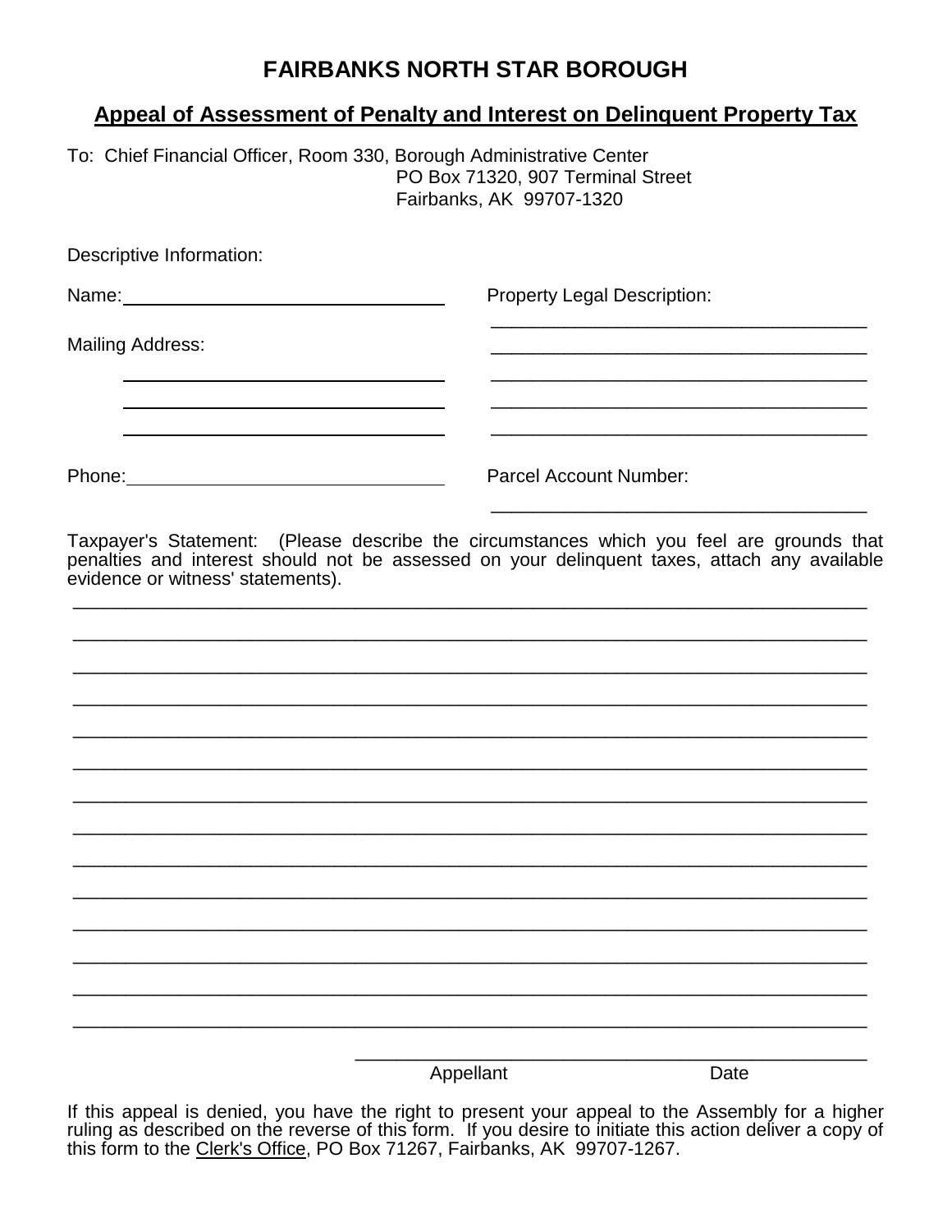# FAIRBANKS NORTH STAR BOROUGH

## Appeal of Assessment of Penalty and Interest on Delinquent Property Tax

To: Chief Financial Officer, Room 330, Borough Administrative Center
PO Box 71320, 907 Terminal Street
Fairbanks, AK 99707-1320

Descriptive Information:

Name: ________________________________

Mailing Address:
________________________________
________________________________
________________________________

Phone: ________________________________

Property Legal Description:
________________________________
________________________________
________________________________
________________________________
________________________________

Parcel Account Number:
________________________________

Taxpayer's Statement: (Please describe the circumstances which you feel are grounds that penalties and interest should not be assessed on your delinquent taxes, attach any available evidence or witness' statements).

______________________________________________________________________________
______________________________________________________________________________
______________________________________________________________________________
______________________________________________________________________________
______________________________________________________________________________
______________________________________________________________________________
______________________________________________________________________________
______________________________________________________________________________
______________________________________________________________________________
______________________________________________________________________________
______________________________________________________________________________
______________________________________________________________________________
______________________________________________________________________________
______________________________________________________________________________

______________________________________________
Appellant Date

If this appeal is denied, you have the right to present your appeal to the Assembly for a higher ruling as described on the reverse of this form. If you desire to initiate this action deliver a copy of this form to the Clerk's Office, PO Box 71267, Fairbanks, AK 99707-1267.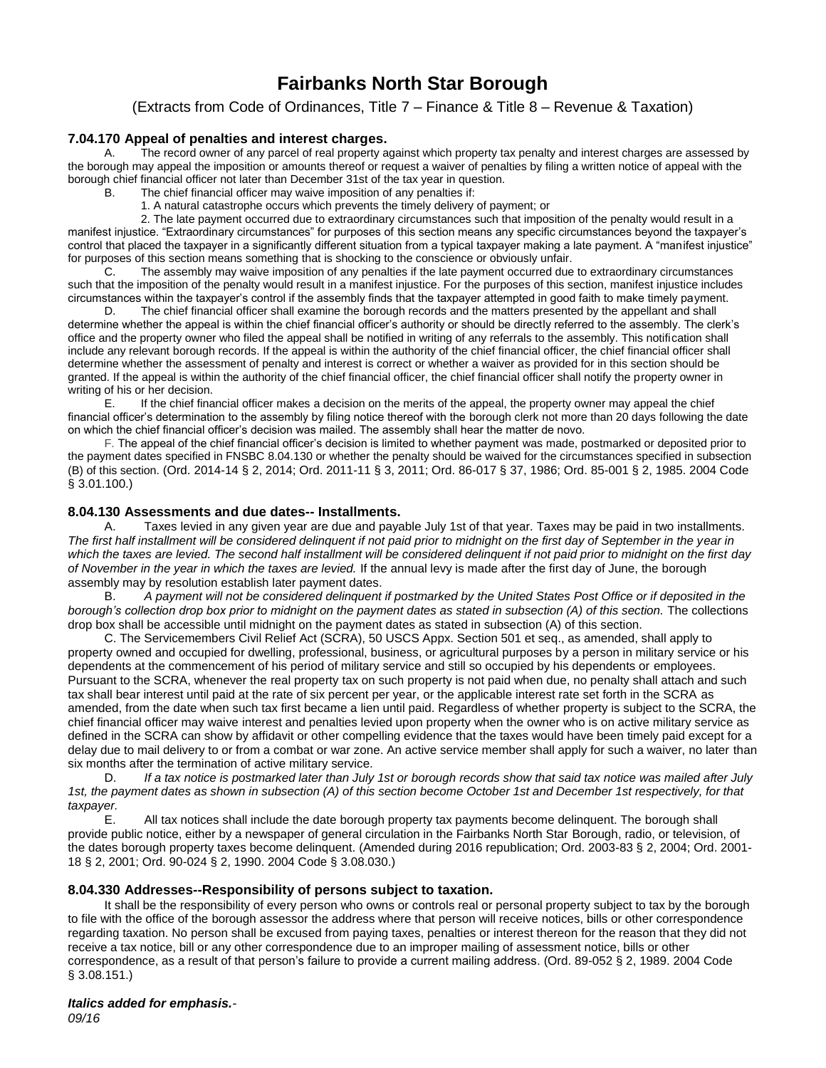# Fairbanks North Star Borough

(Extracts from Code of Ordinances, Title 7 – Finance & Title 8 – Revenue & Taxation)

### 7.04.170 Appeal of penalties and interest charges.

A. The record owner of any parcel of real property against which property tax penalty and interest charges are assessed by the borough may appeal the imposition or amounts thereof or request a waiver of penalties by filing a written notice of appeal with the borough chief financial officer not later than December 31st of the tax year in question.

B. The chief financial officer may waive imposition of any penalties if:

1. A natural catastrophe occurs which prevents the timely delivery of payment; or

2. The late payment occurred due to extraordinary circumstances such that imposition of the penalty would result in a manifest injustice. "Extraordinary circumstances" for purposes of this section means any specific circumstances beyond the taxpayer's control that placed the taxpayer in a significantly different situation from a typical taxpayer making a late payment. A "manifest injustice" for purposes of this section means something that is shocking to the conscience or obviously unfair.

C. The assembly may waive imposition of any penalties if the late payment occurred due to extraordinary circumstances such that the imposition of the penalty would result in a manifest injustice. For the purposes of this section, manifest injustice includes circumstances within the taxpayer's control if the assembly finds that the taxpayer attempted in good faith to make timely payment.

D. The chief financial officer shall examine the borough records and the matters presented by the appellant and shall determine whether the appeal is within the chief financial officer's authority or should be directly referred to the assembly. The clerk's office and the property owner who filed the appeal shall be notified in writing of any referrals to the assembly. This notification shall include any relevant borough records. If the appeal is within the authority of the chief financial officer, the chief financial officer shall determine whether the assessment of penalty and interest is correct or whether a waiver as provided for in this section should be granted. If the appeal is within the authority of the chief financial officer, the chief financial officer shall notify the property owner in writing of his or her decision.

E. If the chief financial officer makes a decision on the merits of the appeal, the property owner may appeal the chief financial officer's determination to the assembly by filing notice thereof with the borough clerk not more than 20 days following the date on which the chief financial officer's decision was mailed. The assembly shall hear the matter de novo.

F. The appeal of the chief financial officer's decision is limited to whether payment was made, postmarked or deposited prior to the payment dates specified in FNSBC 8.04.130 or whether the penalty should be waived for the circumstances specified in subsection (B) of this section. (Ord. 2014-14 § 2, 2014; Ord. 2011-11 § 3, 2011; Ord. 86-017 § 37, 1986; Ord. 85-001 § 2, 1985. 2004 Code § 3.01.100.)

### 8.04.130 Assessments and due dates-- Installments.

A. Taxes levied in any given year are due and payable July 1st of that year. Taxes may be paid in two installments. *The first half installment will be considered delinquent if not paid prior to midnight on the first day of September in the year in which the taxes are levied. The second half installment will be considered delinquent if not paid prior to midnight on the first day of November in the year in which the taxes are levied.* If the annual levy is made after the first day of June, the borough assembly may by resolution establish later payment dates.

B. *A payment will not be considered delinquent if postmarked by the United States Post Office or if deposited in the borough's collection drop box prior to midnight on the payment dates as stated in subsection (A) of this section.* The collections drop box shall be accessible until midnight on the payment dates as stated in subsection (A) of this section.

C. The Servicemembers Civil Relief Act (SCRA), 50 USCS Appx. Section 501 et seq., as amended, shall apply to property owned and occupied for dwelling, professional, business, or agricultural purposes by a person in military service or his dependents at the commencement of his period of military service and still so occupied by his dependents or employees. Pursuant to the SCRA, whenever the real property tax on such property is not paid when due, no penalty shall attach and such tax shall bear interest until paid at the rate of six percent per year, or the applicable interest rate set forth in the SCRA as amended, from the date when such tax first became a lien until paid. Regardless of whether property is subject to the SCRA, the chief financial officer may waive interest and penalties levied upon property when the owner who is on active military service as defined in the SCRA can show by affidavit or other compelling evidence that the taxes would have been timely paid except for a delay due to mail delivery to or from a combat or war zone. An active service member shall apply for such a waiver, no later than six months after the termination of active military service.

D. *If a tax notice is postmarked later than July 1st or borough records show that said tax notice was mailed after July 1st, the payment dates as shown in subsection (A) of this section become October 1st and December 1st respectively, for that taxpayer.*

E. All tax notices shall include the date borough property tax payments become delinquent. The borough shall provide public notice, either by a newspaper of general circulation in the Fairbanks North Star Borough, radio, or television, of the dates borough property taxes become delinquent. (Amended during 2016 republication; Ord. 2003-83 § 2, 2004; Ord. 2001-18 § 2, 2001; Ord. 90-024 § 2, 1990. 2004 Code § 3.08.030.)

### 8.04.330 Addresses--Responsibility of persons subject to taxation.

It shall be the responsibility of every person who owns or controls real or personal property subject to tax by the borough to file with the office of the borough assessor the address where that person will receive notices, bills or other correspondence regarding taxation. No person shall be excused from paying taxes, penalties or interest thereon for the reason that they did not receive a tax notice, bill or any other correspondence due to an improper mailing of assessment notice, bills or other correspondence, as a result of that person's failure to provide a current mailing address. (Ord. 89-052 § 2, 1989. 2004 Code § 3.08.151.)

***Italics added for emphasis.***-
*09/16*